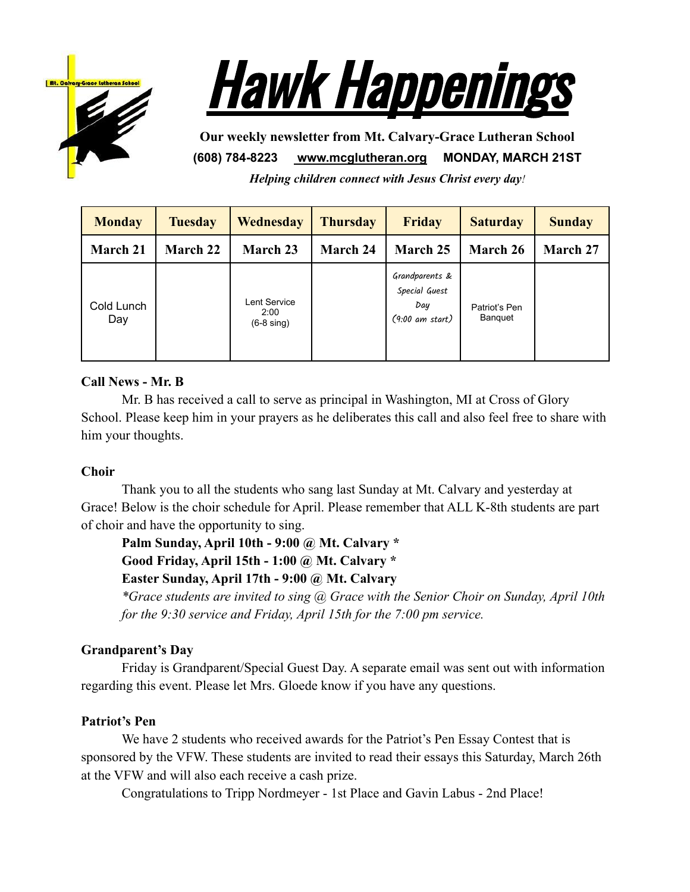# Hawk Happenings

**Our weekly newsletter from Mt. Calvary-Grace Lutheran School**

**(608) 784-8223 [www.mcglutheran.org](http://www.mcglutheran.org) MONDAY, MARCH 21ST**

***Helping children connect with Jesus Christ every day!***

| Monday | Tuesday | Wednesday | Thursday | Friday | Saturday | Sunday |
|---|---|---|---|---|---|---|
| **March 21** | **March 22** | **March 23** | **March 24** | **March 25** | **March 26** | **March 27** |
| Cold Lunch Day | | Lent Service 2:00 (6-8 sing) | | Grandparents & Special Guest Day (9:00 am start) | Patriot's Pen Banquet | |

**Call News - Mr. B**

Mr. B has received a call to serve as principal in Washington, MI at Cross of Glory School. Please keep him in your prayers as he deliberates this call and also feel free to share with him your thoughts.

**Choir**

Thank you to all the students who sang last Sunday at Mt. Calvary and yesterday at Grace! Below is the choir schedule for April. Please remember that ALL K-8th students are part of choir and have the opportunity to sing.

**Palm Sunday, April 10th - 9:00 @ Mt. Calvary ***
**Good Friday, April 15th - 1:00 @ Mt. Calvary ***
**Easter Sunday, April 17th - 9:00 @ Mt. Calvary**

*\*Grace students are invited to sing @ Grace with the Senior Choir on Sunday, April 10th for the 9:30 service and Friday, April 15th for the 7:00 pm service.*

**Grandparent's Day**

Friday is Grandparent/Special Guest Day. A separate email was sent out with information regarding this event. Please let Mrs. Gloede know if you have any questions.

**Patriot's Pen**

We have 2 students who received awards for the Patriot's Pen Essay Contest that is sponsored by the VFW. These students are invited to read their essays this Saturday, March 26th at the VFW and will also each receive a cash prize.

Congratulations to Tripp Nordmeyer - 1st Place and Gavin Labus - 2nd Place!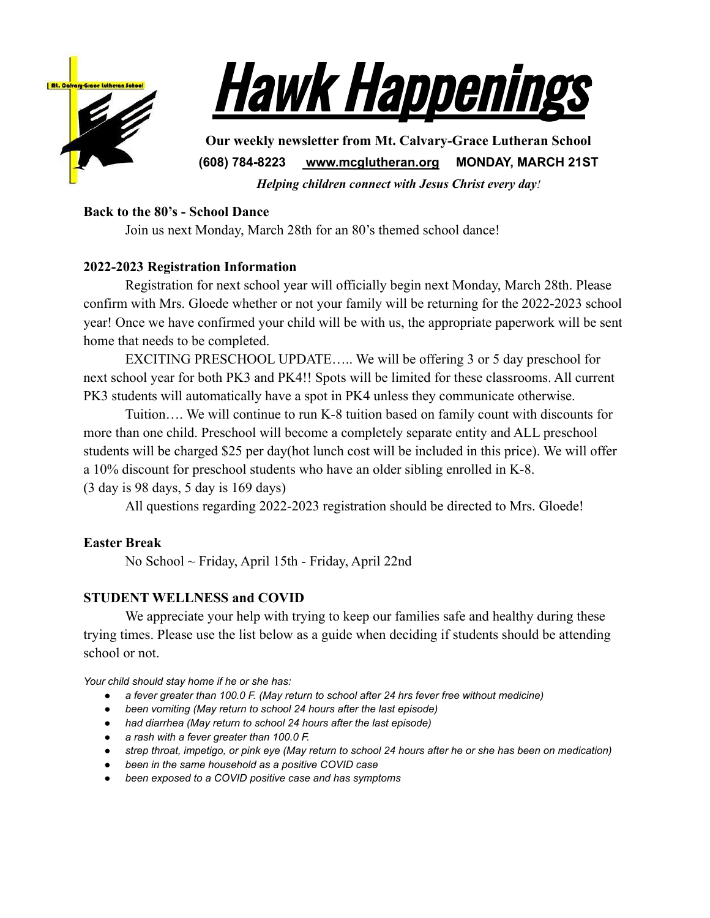# Hawk Happenings

**Our weekly newsletter from Mt. Calvary-Grace Lutheran School**

**(608) 784-8223 [www.mcglutheran.org](http://www.mcglutheran.org) MONDAY, MARCH 21ST**

***Helping children connect with Jesus Christ every day!***

**Back to the 80's - School Dance**

Join us next Monday, March 28th for an 80's themed school dance!

**2022-2023 Registration Information**

Registration for next school year will officially begin next Monday, March 28th. Please confirm with Mrs. Gloede whether or not your family will be returning for the 2022-2023 school year! Once we have confirmed your child will be with us, the appropriate paperwork will be sent home that needs to be completed.

EXCITING PRESCHOOL UPDATE….. We will be offering 3 or 5 day preschool for next school year for both PK3 and PK4!! Spots will be limited for these classrooms. All current PK3 students will automatically have a spot in PK4 unless they communicate otherwise.

Tuition…. We will continue to run K-8 tuition based on family count with discounts for more than one child. Preschool will become a completely separate entity and ALL preschool students will be charged $25 per day(hot lunch cost will be included in this price). We will offer a 10% discount for preschool students who have an older sibling enrolled in K-8.
(3 day is 98 days, 5 day is 169 days)

All questions regarding 2022-2023 registration should be directed to Mrs. Gloede!

**Easter Break**

No School ~ Friday, April 15th - Friday, April 22nd

**STUDENT WELLNESS and COVID**

We appreciate your help with trying to keep our families safe and healthy during these trying times. Please use the list below as a guide when deciding if students should be attending school or not.

*Your child should stay home if he or she has:*

- *a fever greater than 100.0 F. (May return to school after 24 hrs fever free without medicine)*
- *been vomiting (May return to school 24 hours after the last episode)*
- *had diarrhea (May return to school 24 hours after the last episode)*
- *a rash with a fever greater than 100.0 F.*
- *strep throat, impetigo, or pink eye (May return to school 24 hours after he or she has been on medication)*
- *been in the same household as a positive COVID case*
- *been exposed to a COVID positive case and has symptoms*